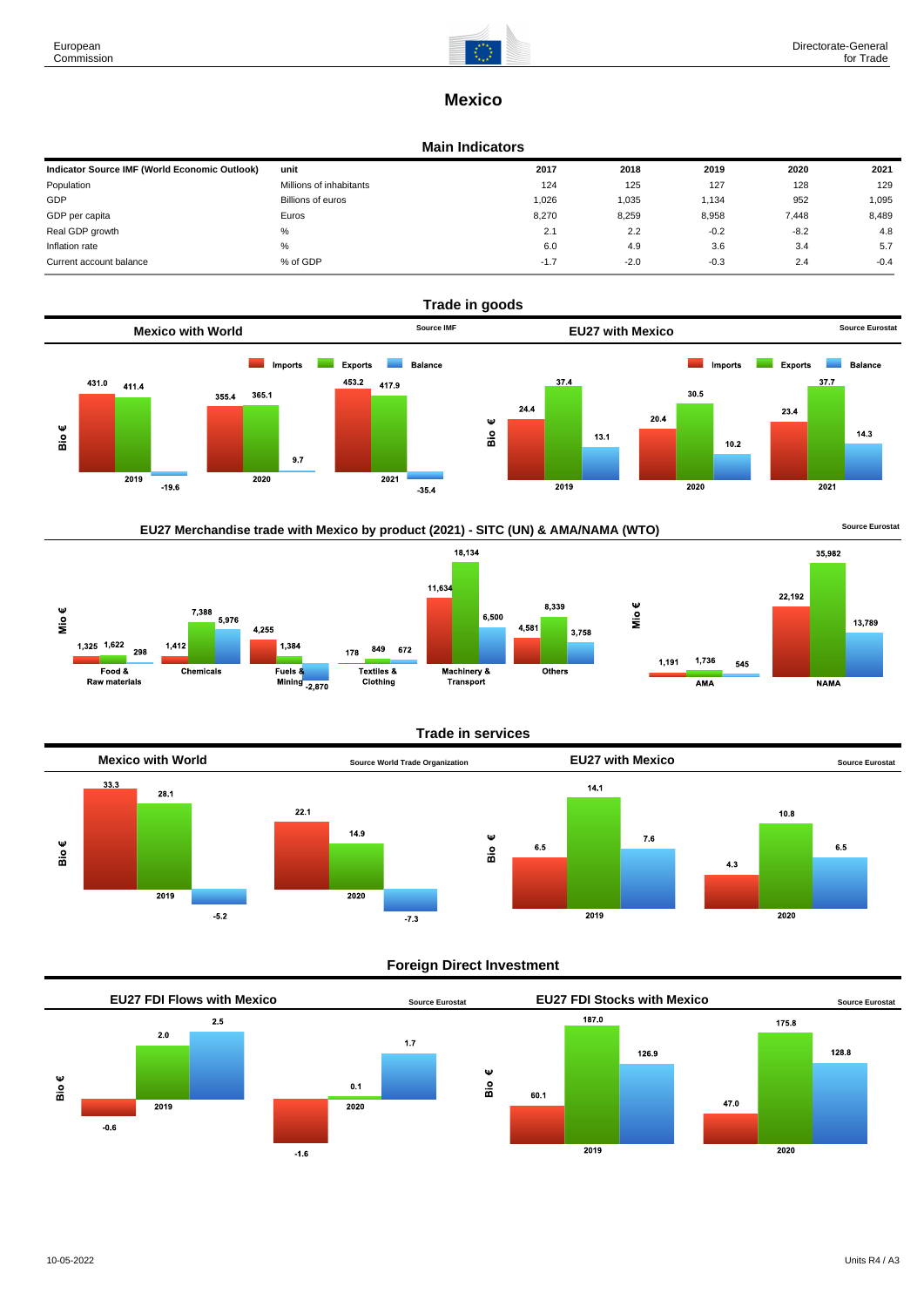# Mexico

## Main Indicators

| Indicator Source IMF (World Economic Outlook) | unit | 2017 | 2018 | 2019 | 2020 | 2021 |
|---|---|---|---|---|---|---|
| Population | Millions of inhabitants | 124 | 125 | 127 | 128 | 129 |
| GDP | Billions of euros | 1,026 | 1,035 | 1,134 | 952 | 1,095 |
| GDP per capita | Euros | 8,270 | 8,259 | 8,958 | 7,448 | 8,489 |
| Real GDP growth | % | 2.1 | 2.2 | -0.2 | -8.2 | 4.8 |
| Inflation rate | % | 6.0 | 4.9 | 3.6 | 3.4 | 5.7 |
| Current account balance | % of GDP | -1.7 | -2.0 | -0.3 | 2.4 | -0.4 |

## Trade in goods

### Mexico with World

Source IMF

Bio €

| | Imports | Exports | Balance |
|---|---|---|---|
| 2019 | 431.0 | 411.4 | -19.6 |
| 2020 | 355.4 | 365.1 | 9.7 |
| 2021 | 453.2 | 417.9 | -35.4 |

### EU27 with Mexico

Source Eurostat

Bio €

| | Imports | Exports | Balance |
|---|---|---|---|
| 2019 | 24.4 | 37.4 | 13.1 |
| 2020 | 20.4 | 30.5 | 10.2 |
| 2021 | 23.4 | 37.7 | 14.3 |

### EU27 Merchandise trade with Mexico by product (2021) - SITC (UN) & AMA/NAMA (WTO)

Source Eurostat

Mio €

| | Imports | Exports | Balance |
|---|---|---|---|
| Food & Raw materials | 1,325 | 1,622 | 298 |
| Chemicals | 1,412 | 7,388 | 5,976 |
| Fuels & Mining | 4,255 | 1,384 | -2,870 |
| Textiles & Clothing | 178 | 849 | 672 |
| Machinery & Transport | 11,634 | 18,134 | 6,500 |
| Others | 4,581 | 8,339 | 3,758 |
| AMA | 1,191 | 1,736 | 545 |
| NAMA | 22,192 | 35,982 | 13,789 |

## Trade in services

### Mexico with World

Source World Trade Organization

Bio €

| | Imports | Exports | Balance |
|---|---|---|---|
| 2019 | 33.3 | 28.1 | -5.2 |
| 2020 | 22.1 | 14.9 | -7.3 |

### EU27 with Mexico

Source Eurostat

Bio €

| | Imports | Exports | Balance |
|---|---|---|---|
| 2019 | 6.5 | 14.1 | 7.6 |
| 2020 | 4.3 | 10.8 | 6.5 |

## Foreign Direct Investment

### EU27 FDI Flows with Mexico

Source Eurostat

Bio €

| | Inward | Outward | Balance |
|---|---|---|---|
| 2019 | -0.6 | 2.0 | 2.5 |
| 2020 | -1.6 | 0.1 | 1.7 |

### EU27 FDI Stocks with Mexico

Source Eurostat

Bio €

| | Inward | Outward | Balance |
|---|---|---|---|
| 2019 | 60.1 | 187.0 | 126.9 |
| 2020 | 47.0 | 175.8 | 128.8 |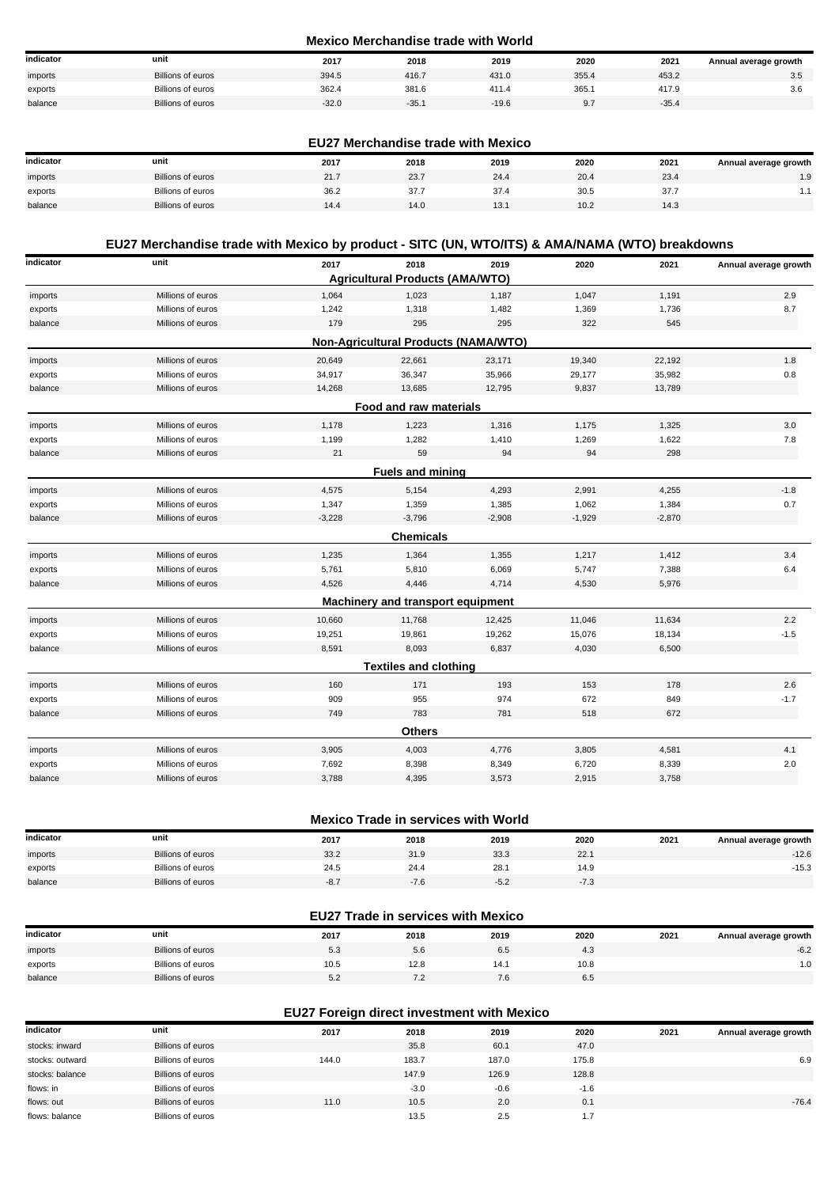## Mexico Merchandise trade with World

| indicator | unit | 2017 | 2018 | 2019 | 2020 | 2021 | Annual average growth |
|---|---|---|---|---|---|---|---|
| imports | Billions of euros | 394.5 | 416.7 | 431.0 | 355.4 | 453.2 | 3.5 |
| exports | Billions of euros | 362.4 | 381.6 | 411.4 | 365.1 | 417.9 | 3.6 |
| balance | Billions of euros | -32.0 | -35.1 | -19.6 | 9.7 | -35.4 | |

## EU27 Merchandise trade with Mexico

| indicator | unit | 2017 | 2018 | 2019 | 2020 | 2021 | Annual average growth |
|---|---|---|---|---|---|---|---|
| imports | Billions of euros | 21.7 | 23.7 | 24.4 | 20.4 | 23.4 | 1.9 |
| exports | Billions of euros | 36.2 | 37.7 | 37.4 | 30.5 | 37.7 | 1.1 |
| balance | Billions of euros | 14.4 | 14.0 | 13.1 | 10.2 | 14.3 | |

## EU27 Merchandise trade with Mexico by product - SITC (UN, WTO/ITS) & AMA/NAMA (WTO) breakdowns

| indicator | unit | 2017 | 2018 | 2019 | 2020 | 2021 | Annual average growth |
|---|---|---|---|---|---|---|---|
| | | | **Agricultural Products (AMA/WTO)** | | | | |
| imports | Millions of euros | 1,064 | 1,023 | 1,187 | 1,047 | 1,191 | 2.9 |
| exports | Millions of euros | 1,242 | 1,318 | 1,482 | 1,369 | 1,736 | 8.7 |
| balance | Millions of euros | 179 | 295 | 295 | 322 | 545 | |
| | | | **Non-Agricultural Products (NAMA/WTO)** | | | | |
| imports | Millions of euros | 20,649 | 22,661 | 23,171 | 19,340 | 22,192 | 1.8 |
| exports | Millions of euros | 34,917 | 36,347 | 35,966 | 29,177 | 35,982 | 0.8 |
| balance | Millions of euros | 14,268 | 13,685 | 12,795 | 9,837 | 13,789 | |
| | | | **Food and raw materials** | | | | |
| imports | Millions of euros | 1,178 | 1,223 | 1,316 | 1,175 | 1,325 | 3.0 |
| exports | Millions of euros | 1,199 | 1,282 | 1,410 | 1,269 | 1,622 | 7.8 |
| balance | Millions of euros | 21 | 59 | 94 | 94 | 298 | |
| | | | **Fuels and mining** | | | | |
| imports | Millions of euros | 4,575 | 5,154 | 4,293 | 2,991 | 4,255 | -1.8 |
| exports | Millions of euros | 1,347 | 1,359 | 1,385 | 1,062 | 1,384 | 0.7 |
| balance | Millions of euros | -3,228 | -3,796 | -2,908 | -1,929 | -2,870 | |
| | | | **Chemicals** | | | | |
| imports | Millions of euros | 1,235 | 1,364 | 1,355 | 1,217 | 1,412 | 3.4 |
| exports | Millions of euros | 5,761 | 5,810 | 6,069 | 5,747 | 7,388 | 6.4 |
| balance | Millions of euros | 4,526 | 4,446 | 4,714 | 4,530 | 5,976 | |
| | | | **Machinery and transport equipment** | | | | |
| imports | Millions of euros | 10,660 | 11,768 | 12,425 | 11,046 | 11,634 | 2.2 |
| exports | Millions of euros | 19,251 | 19,861 | 19,262 | 15,076 | 18,134 | -1.5 |
| balance | Millions of euros | 8,591 | 8,093 | 6,837 | 4,030 | 6,500 | |
| | | | **Textiles and clothing** | | | | |
| imports | Millions of euros | 160 | 171 | 193 | 153 | 178 | 2.6 |
| exports | Millions of euros | 909 | 955 | 974 | 672 | 849 | -1.7 |
| balance | Millions of euros | 749 | 783 | 781 | 518 | 672 | |
| | | | **Others** | | | | |
| imports | Millions of euros | 3,905 | 4,003 | 4,776 | 3,805 | 4,581 | 4.1 |
| exports | Millions of euros | 7,692 | 8,398 | 8,349 | 6,720 | 8,339 | 2.0 |
| balance | Millions of euros | 3,788 | 4,395 | 3,573 | 2,915 | 3,758 | |

## Mexico Trade in services with World

| indicator | unit | 2017 | 2018 | 2019 | 2020 | 2021 | Annual average growth |
|---|---|---|---|---|---|---|---|
| imports | Billions of euros | 33.2 | 31.9 | 33.3 | 22.1 | | -12.6 |
| exports | Billions of euros | 24.5 | 24.4 | 28.1 | 14.9 | | -15.3 |
| balance | Billions of euros | -8.7 | -7.6 | -5.2 | -7.3 | | |

## EU27 Trade in services with Mexico

| indicator | unit | 2017 | 2018 | 2019 | 2020 | 2021 | Annual average growth |
|---|---|---|---|---|---|---|---|
| imports | Billions of euros | 5.3 | 5.6 | 6.5 | 4.3 | | -6.2 |
| exports | Billions of euros | 10.5 | 12.8 | 14.1 | 10.8 | | 1.0 |
| balance | Billions of euros | 5.2 | 7.2 | 7.6 | 6.5 | | |

## EU27 Foreign direct investment with Mexico

| indicator | unit | 2017 | 2018 | 2019 | 2020 | 2021 | Annual average growth |
|---|---|---|---|---|---|---|---|
| stocks: inward | Billions of euros | | 35.8 | 60.1 | 47.0 | | |
| stocks: outward | Billions of euros | 144.0 | 183.7 | 187.0 | 175.8 | | 6.9 |
| stocks: balance | Billions of euros | | 147.9 | 126.9 | 128.8 | | |
| flows: in | Billions of euros | | -3.0 | -0.6 | -1.6 | | |
| flows: out | Billions of euros | 11.0 | 10.5 | 2.0 | 0.1 | | -76.4 |
| flows: balance | Billions of euros | | 13.5 | 2.5 | 1.7 | | |